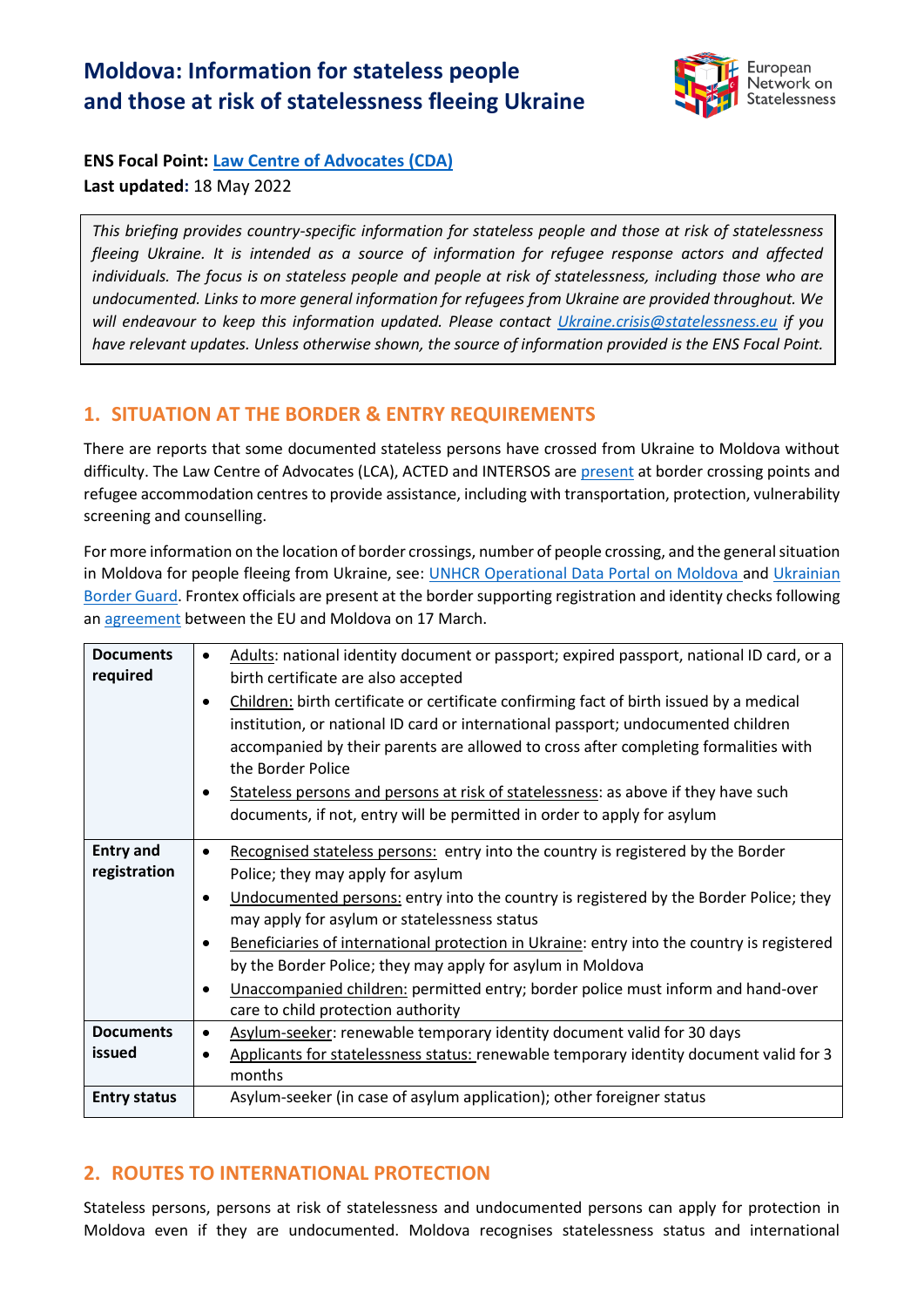# Moldova: Information for stateless people and those at risk of statelessness fleeing Ukraine

**ENS Focal Point:** [Law Centre of Advocates (CDA)]
**Last updated:** 18 May 2022

> *This briefing provides country-specific information for stateless people and those at risk of statelessness fleeing Ukraine. It is intended as a source of information for refugee response actors and affected individuals. The focus is on stateless people and people at risk of statelessness, including those who are undocumented. Links to more general information for refugees from Ukraine are provided throughout. We will endeavour to keep this information updated. Please contact Ukraine.crisis@statelessness.eu if you have relevant updates. Unless otherwise shown, the source of information provided is the ENS Focal Point.*

## 1. SITUATION AT THE BORDER & ENTRY REQUIREMENTS

There are reports that some documented stateless persons have crossed from Ukraine to Moldova without difficulty. The Law Centre of Advocates (LCA), ACTED and INTERSOS are present at border crossing points and refugee accommodation centres to provide assistance, including with transportation, protection, vulnerability screening and counselling.

For more information on the location of border crossings, number of people crossing, and the general situation in Moldova for people fleeing from Ukraine, see: UNHCR Operational Data Portal on Moldova and Ukrainian Border Guard. Frontex officials are present at the border supporting registration and identity checks following an agreement between the EU and Moldova on 17 March.

| | |
|---|---|
| **Documents required** | • Adults: national identity document or passport; expired passport, national ID card, or a birth certificate are also accepted<br>• Children: birth certificate or certificate confirming fact of birth issued by a medical institution, or national ID card or international passport; undocumented children accompanied by their parents are allowed to cross after completing formalities with the Border Police<br>• Stateless persons and persons at risk of statelessness: as above if they have such documents, if not, entry will be permitted in order to apply for asylum |
| **Entry and registration** | • Recognised stateless persons: entry into the country is registered by the Border Police; they may apply for asylum<br>• Undocumented persons: entry into the country is registered by the Border Police; they may apply for asylum or statelessness status<br>• Beneficiaries of international protection in Ukraine: entry into the country is registered by the Border Police; they may apply for asylum in Moldova<br>• Unaccompanied children: permitted entry; border police must inform and hand-over care to child protection authority |
| **Documents issued** | • Asylum-seeker: renewable temporary identity document valid for 30 days<br>• Applicants for statelessness status: renewable temporary identity document valid for 3 months |
| **Entry status** | Asylum-seeker (in case of asylum application); other foreigner status |

## 2. ROUTES TO INTERNATIONAL PROTECTION

Stateless persons, persons at risk of statelessness and undocumented persons can apply for protection in Moldova even if they are undocumented. Moldova recognises statelessness status and international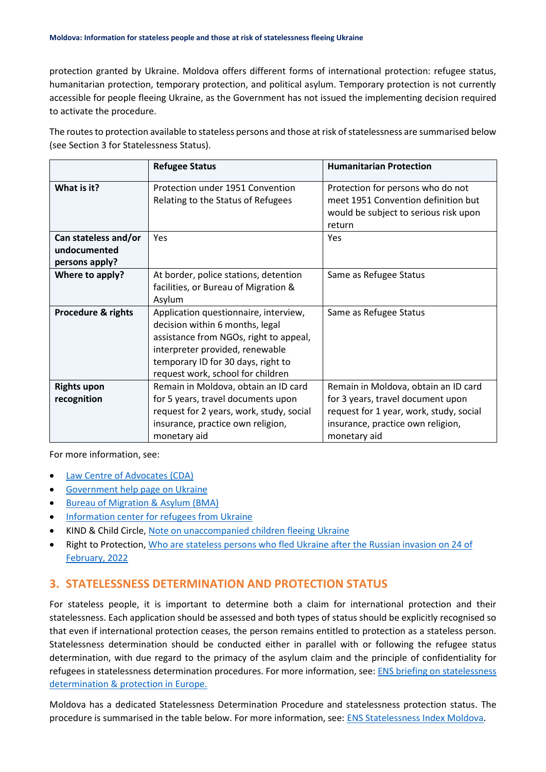protection granted by Ukraine. Moldova offers different forms of international protection: refugee status, humanitarian protection, temporary protection, and political asylum. Temporary protection is not currently accessible for people fleeing Ukraine, as the Government has not issued the implementing decision required to activate the procedure.

The routes to protection available to stateless persons and those at risk of statelessness are summarised below (see Section 3 for Statelessness Status).

| | **Refugee Status** | **Humanitarian Protection** |
|---|---|---|
| **What is it?** | Protection under 1951 Convention Relating to the Status of Refugees | Protection for persons who do not meet 1951 Convention definition but would be subject to serious risk upon return |
| **Can stateless and/or undocumented persons apply?** | Yes | Yes |
| **Where to apply?** | At border, police stations, detention facilities, or Bureau of Migration & Asylum | Same as Refugee Status |
| **Procedure & rights** | Application questionnaire, interview, decision within 6 months, legal assistance from NGOs, right to appeal, interpreter provided, renewable temporary ID for 30 days, right to request work, school for children | Same as Refugee Status |
| **Rights upon recognition** | Remain in Moldova, obtain an ID card for 5 years, travel documents upon request for 2 years, work, study, social insurance, practice own religion, monetary aid | Remain in Moldova, obtain an ID card for 3 years, travel document upon request for 1 year, work, study, social insurance, practice own religion, monetary aid |

For more information, see:

- Law Centre of Advocates (CDA)
- Government help page on Ukraine
- Bureau of Migration & Asylum (BMA)
- Information center for refugees from Ukraine
- KIND & Child Circle, Note on unaccompanied children fleeing Ukraine
- Right to Protection, Who are stateless persons who fled Ukraine after the Russian invasion on 24 of February, 2022

## 3. STATELESSNESS DETERMINATION AND PROTECTION STATUS

For stateless people, it is important to determine both a claim for international protection and their statelessness. Each application should be assessed and both types of status should be explicitly recognised so that even if international protection ceases, the person remains entitled to protection as a stateless person. Statelessness determination should be conducted either in parallel with or following the refugee status determination, with due regard to the primacy of the asylum claim and the principle of confidentiality for refugees in statelessness determination procedures. For more information, see: ENS briefing on statelessness determination & protection in Europe.

Moldova has a dedicated Statelessness Determination Procedure and statelessness protection status. The procedure is summarised in the table below. For more information, see: ENS Statelessness Index Moldova.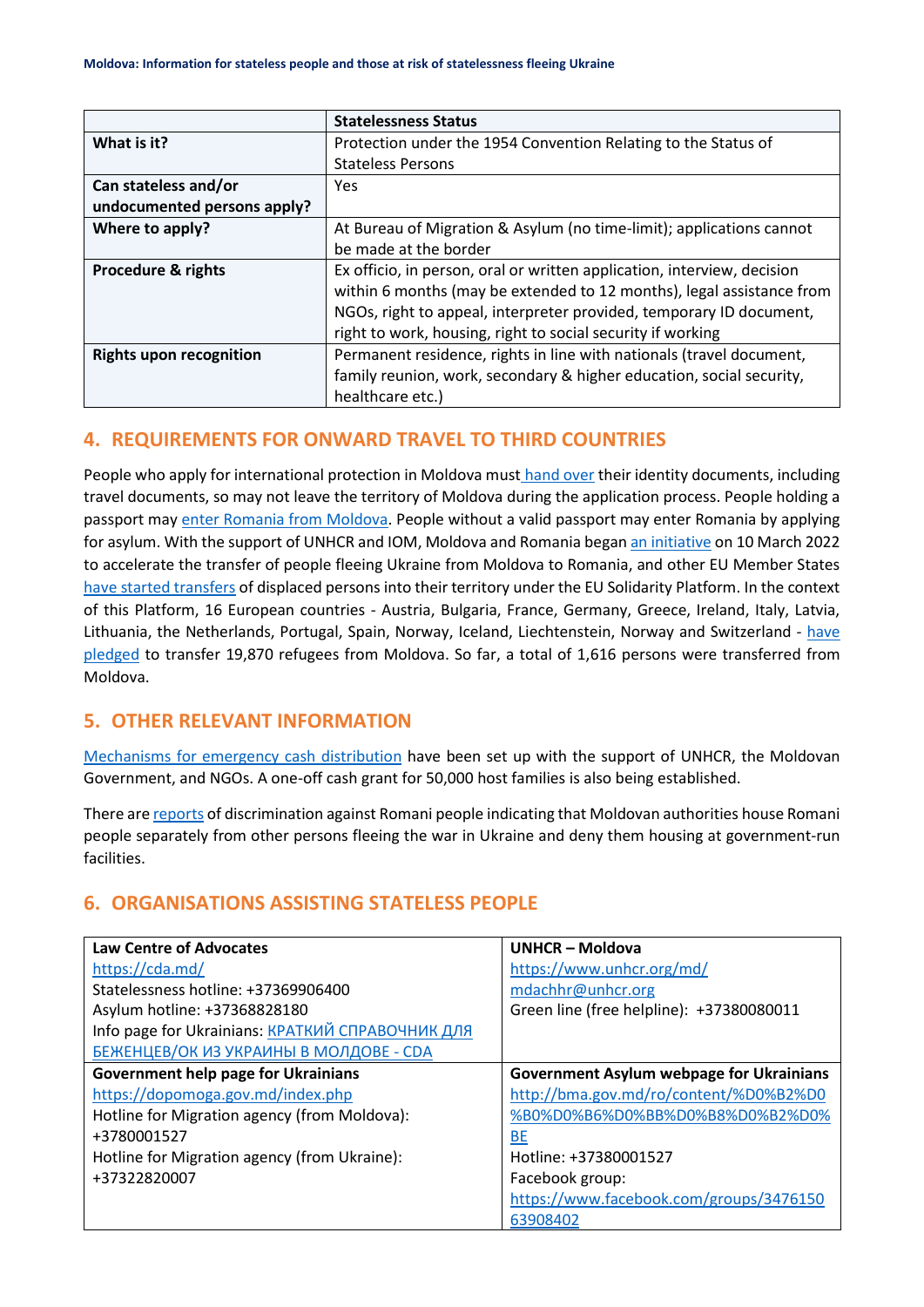| | Statelessness Status |
|---|---|
| **What is it?** | Protection under the 1954 Convention Relating to the Status of Stateless Persons |
| **Can stateless and/or undocumented persons apply?** | Yes |
| **Where to apply?** | At Bureau of Migration & Asylum (no time-limit); applications cannot be made at the border |
| **Procedure & rights** | Ex officio, in person, oral or written application, interview, decision within 6 months (may be extended to 12 months), legal assistance from NGOs, right to appeal, interpreter provided, temporary ID document, right to work, housing, right to social security if working |
| **Rights upon recognition** | Permanent residence, rights in line with nationals (travel document, family reunion, work, secondary & higher education, social security, healthcare etc.) |

## 4. REQUIREMENTS FOR ONWARD TRAVEL TO THIRD COUNTRIES

People who apply for international protection in Moldova must hand over their identity documents, including travel documents, so may not leave the territory of Moldova during the application process. People holding a passport may enter Romania from Moldova. People without a valid passport may enter Romania by applying for asylum. With the support of UNHCR and IOM, Moldova and Romania began an initiative on 10 March 2022 to accelerate the transfer of people fleeing Ukraine from Moldova to Romania, and other EU Member States have started transfers of displaced persons into their territory under the EU Solidarity Platform. In the context of this Platform, 16 European countries - Austria, Bulgaria, France, Germany, Greece, Ireland, Italy, Latvia, Lithuania, the Netherlands, Portugal, Spain, Norway, Iceland, Liechtenstein, Norway and Switzerland - have pledged to transfer 19,870 refugees from Moldova. So far, a total of 1,616 persons were transferred from Moldova.

## 5. OTHER RELEVANT INFORMATION

Mechanisms for emergency cash distribution have been set up with the support of UNHCR, the Moldovan Government, and NGOs. A one-off cash grant for 50,000 host families is also being established.

There are reports of discrimination against Romani people indicating that Moldovan authorities house Romani people separately from other persons fleeing the war in Ukraine and deny them housing at government-run facilities.

## 6. ORGANISATIONS ASSISTING STATELESS PEOPLE

| **Law Centre of Advocates**<br>https://cda.md/<br>Statelessness hotline: +37369906400<br>Asylum hotline: +37368828180<br>Info page for Ukrainians: КРАТКИЙ СПРАВОЧНИК ДЛЯ БЕЖЕНЦЕВ/ОК ИЗ УКРАИНЫ В МОЛДОВЕ - CDA | **UNHCR – Moldova**<br>https://www.unhcr.org/md/<br>mdachhr@unhcr.org<br>Green line (free helpline): +37380080011 |
|---|---|
| **Government help page for Ukrainians**<br>https://dopomoga.gov.md/index.php<br>Hotline for Migration agency (from Moldova): +3780001527<br>Hotline for Migration agency (from Ukraine): +37322820007 | **Government Asylum webpage for Ukrainians**<br>http://bma.gov.md/ro/content/%D0%B2%D0%B0%D0%B6%D0%BB%D0%B8%D0%B2%D0%BE<br>Hotline: +37380001527<br>Facebook group:<br>https://www.facebook.com/groups/347615063908402 |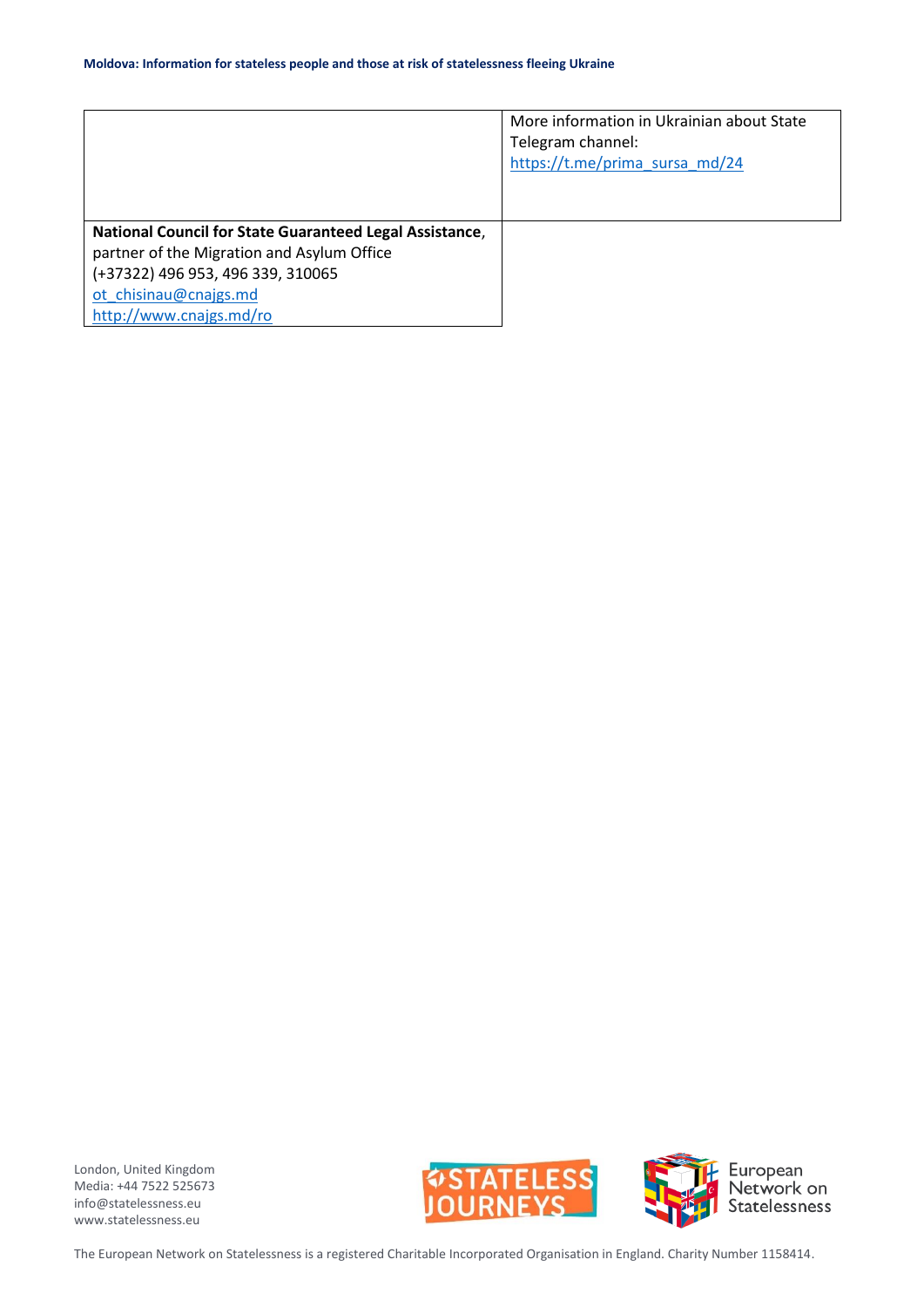| | |
|---|---|
| | More information in Ukrainian about State Telegram channel: https://t.me/prima_sursa_md/24 |
| **National Council for State Guaranteed Legal Assistance**, partner of the Migration and Asylum Office (+37322) 496 953, 496 339, 310065 ot_chisinau@cnajgs.md http://www.cnajgs.md/ro | |